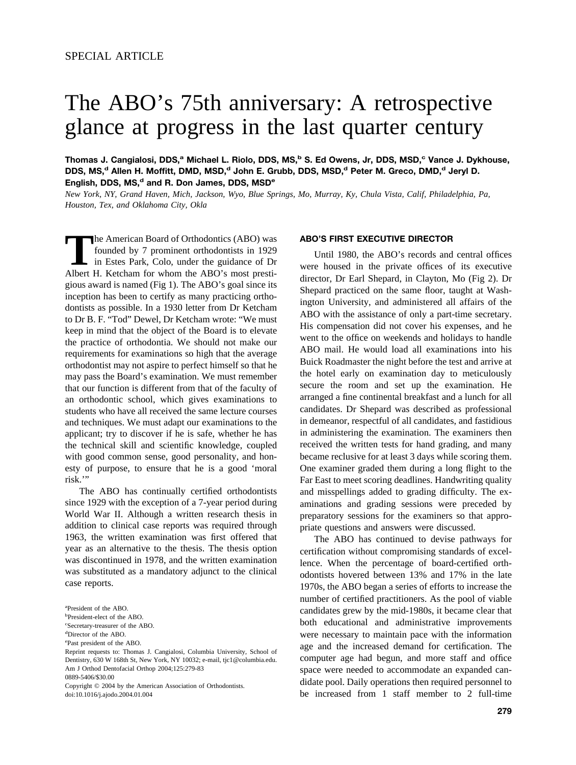SPECIAL ARTICLE

# The ABO's 75th anniversary: A retrospective glance at progress in the last quarter century

**Thomas J. Cangialosi, DDS,[a] Michael L. Riolo, DDS, MS,[b] S. Ed Owens, Jr, DDS, MSD,[c] Vance J. Dykhouse, DDS, MS,[d] Allen H. Moffitt, DMD, MSD,[d] John E. Grubb, DDS, MSD,[d] Peter M. Greco, DMD,[d] Jeryl D. English, DDS, MS,[d] and R. Don James, DDS, MSD[e]**

*New York, NY, Grand Haven, Mich, Jackson, Wyo, Blue Springs, Mo, Murray, Ky, Chula Vista, Calif, Philadelphia, Pa, Houston, Tex, and Oklahoma City, Okla*

The American Board of Orthodontics (ABO) was founded by 7 prominent orthodontists in 1929 in Estes Park, Colo, under the guidance of Dr Albert H. Ketcham for whom the ABO's most prestigious award is named (Fig 1). The ABO's goal since its inception has been to certify as many practicing orthodontists as possible. In a 1930 letter from Dr Ketcham to Dr B. F. "Tod" Dewel, Dr Ketcham wrote: "We must keep in mind that the object of the Board is to elevate the practice of orthodontia. We should not make our requirements for examinations so high that the average orthodontist may not aspire to perfect himself so that he may pass the Board's examination. We must remember that our function is different from that of the faculty of an orthodontic school, which gives examinations to students who have all received the same lecture courses and techniques. We must adapt our examinations to the applicant; try to discover if he is safe, whether he has the technical skill and scientific knowledge, coupled with good common sense, good personality, and honesty of purpose, to ensure that he is a good 'moral risk.'"

The ABO has continually certified orthodontists since 1929 with the exception of a 7-year period during World War II. Although a written research thesis in addition to clinical case reports was required through 1963, the written examination was first offered that year as an alternative to the thesis. The thesis option was discontinued in 1978, and the written examination was substituted as a mandatory adjunct to the clinical case reports.

[a]President of the ABO.
[b]President-elect of the ABO.
[c]Secretary-treasurer of the ABO.
[d]Director of the ABO.
[e]Past president of the ABO.
Reprint requests to: Thomas J. Cangialosi, Columbia University, School of Dentistry, 630 W 168th St, New York, NY 10032; e-mail, tjc1@columbia.edu.
Am J Orthod Dentofacial Orthop 2004;125:279-83
0889-5406/$30.00
Copyright © 2004 by the American Association of Orthodontists.
doi:10.1016/j.ajodo.2004.01.004

## ABO'S FIRST EXECUTIVE DIRECTOR

Until 1980, the ABO's records and central offices were housed in the private offices of its executive director, Dr Earl Shepard, in Clayton, Mo (Fig 2). Dr Shepard practiced on the same floor, taught at Washington University, and administered all affairs of the ABO with the assistance of only a part-time secretary. His compensation did not cover his expenses, and he went to the office on weekends and holidays to handle ABO mail. He would load all examinations into his Buick Roadmaster the night before the test and arrive at the hotel early on examination day to meticulously secure the room and set up the examination. He arranged a fine continental breakfast and a lunch for all candidates. Dr Shepard was described as professional in demeanor, respectful of all candidates, and fastidious in administering the examination. The examiners then received the written tests for hand grading, and many became reclusive for at least 3 days while scoring them. One examiner graded them during a long flight to the Far East to meet scoring deadlines. Handwriting quality and misspellings added to grading difficulty. The examinations and grading sessions were preceded by preparatory sessions for the examiners so that appropriate questions and answers were discussed.

The ABO has continued to devise pathways for certification without compromising standards of excellence. When the percentage of board-certified orthodontists hovered between 13% and 17% in the late 1970s, the ABO began a series of efforts to increase the number of certified practitioners. As the pool of viable candidates grew by the mid-1980s, it became clear that both educational and administrative improvements were necessary to maintain pace with the information age and the increased demand for certification. The computer age had begun, and more staff and office space were needed to accommodate an expanded candidate pool. Daily operations then required personnel to be increased from 1 staff member to 2 full-time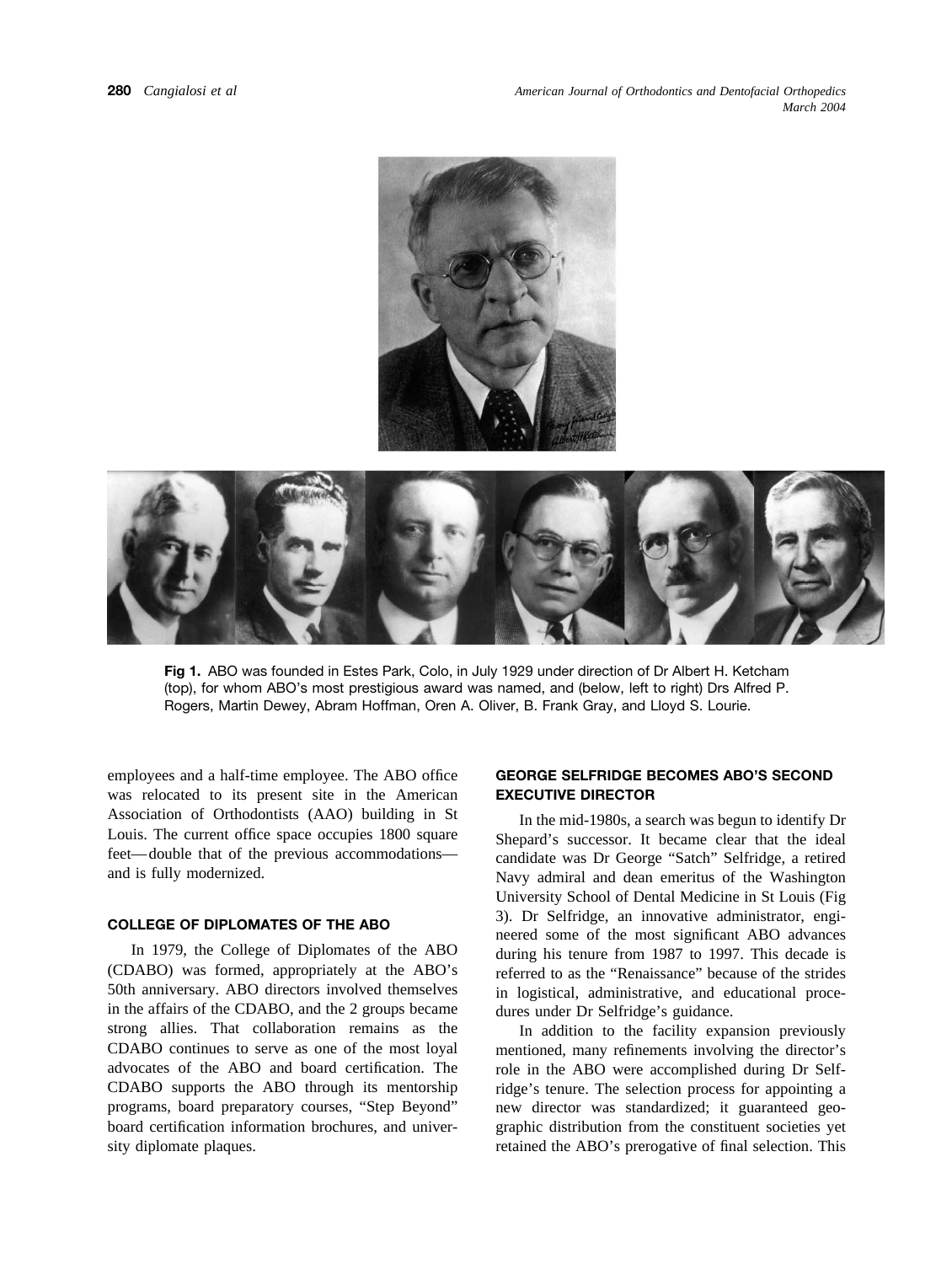**Fig 1.** ABO was founded in Estes Park, Colo, in July 1929 under direction of Dr Albert H. Ketcham (top), for whom ABO's most prestigious award was named, and (below, left to right) Drs Alfred P. Rogers, Martin Dewey, Abram Hoffman, Oren A. Oliver, B. Frank Gray, and Lloyd S. Lourie.

employees and a half-time employee. The ABO office was relocated to its present site in the American Association of Orthodontists (AAO) building in St Louis. The current office space occupies 1800 square feet—double that of the previous accommodations—and is fully modernized.

## COLLEGE OF DIPLOMATES OF THE ABO

In 1979, the College of Diplomates of the ABO (CDABO) was formed, appropriately at the ABO's 50th anniversary. ABO directors involved themselves in the affairs of the CDABO, and the 2 groups became strong allies. That collaboration remains as the CDABO continues to serve as one of the most loyal advocates of the ABO and board certification. The CDABO supports the ABO through its mentorship programs, board preparatory courses, "Step Beyond" board certification information brochures, and university diplomate plaques.

## GEORGE SELFRIDGE BECOMES ABO'S SECOND EXECUTIVE DIRECTOR

In the mid-1980s, a search was begun to identify Dr Shepard's successor. It became clear that the ideal candidate was Dr George "Satch" Selfridge, a retired Navy admiral and dean emeritus of the Washington University School of Dental Medicine in St Louis (Fig 3). Dr Selfridge, an innovative administrator, engineered some of the most significant ABO advances during his tenure from 1987 to 1997. This decade is referred to as the "Renaissance" because of the strides in logistical, administrative, and educational procedures under Dr Selfridge's guidance.

In addition to the facility expansion previously mentioned, many refinements involving the director's role in the ABO were accomplished during Dr Selfridge's tenure. The selection process for appointing a new director was standardized; it guaranteed geographic distribution from the constituent societies yet retained the ABO's prerogative of final selection. This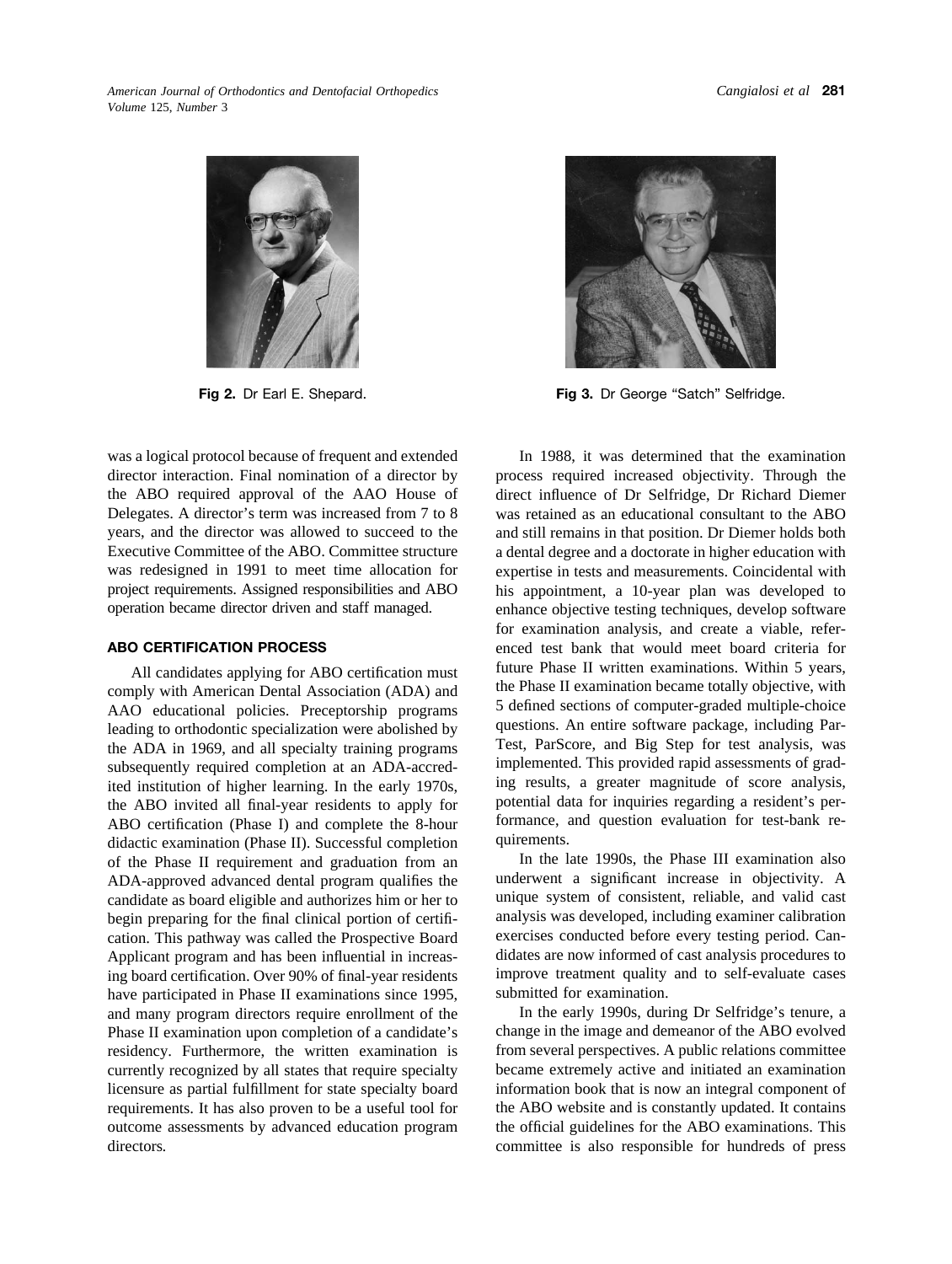Fig 2. Dr Earl E. Shepard.

Fig 3. Dr George "Satch" Selfridge.

was a logical protocol because of frequent and extended director interaction. Final nomination of a director by the ABO required approval of the AAO House of Delegates. A director's term was increased from 7 to 8 years, and the director was allowed to succeed to the Executive Committee of the ABO. Committee structure was redesigned in 1991 to meet time allocation for project requirements. Assigned responsibilities and ABO operation became director driven and staff managed.

## ABO CERTIFICATION PROCESS

All candidates applying for ABO certification must comply with American Dental Association (ADA) and AAO educational policies. Preceptorship programs leading to orthodontic specialization were abolished by the ADA in 1969, and all specialty training programs subsequently required completion at an ADA-accredited institution of higher learning. In the early 1970s, the ABO invited all final-year residents to apply for ABO certification (Phase I) and complete the 8-hour didactic examination (Phase II). Successful completion of the Phase II requirement and graduation from an ADA-approved advanced dental program qualifies the candidate as board eligible and authorizes him or her to begin preparing for the final clinical portion of certification. This pathway was called the Prospective Board Applicant program and has been influential in increasing board certification. Over 90% of final-year residents have participated in Phase II examinations since 1995, and many program directors require enrollment of the Phase II examination upon completion of a candidate's residency. Furthermore, the written examination is currently recognized by all states that require specialty licensure as partial fulfillment for state specialty board requirements. It has also proven to be a useful tool for outcome assessments by advanced education program directors.

In 1988, it was determined that the examination process required increased objectivity. Through the direct influence of Dr Selfridge, Dr Richard Diemer was retained as an educational consultant to the ABO and still remains in that position. Dr Diemer holds both a dental degree and a doctorate in higher education with expertise in tests and measurements. Coincidental with his appointment, a 10-year plan was developed to enhance objective testing techniques, develop software for examination analysis, and create a viable, referenced test bank that would meet board criteria for future Phase II written examinations. Within 5 years, the Phase II examination became totally objective, with 5 defined sections of computer-graded multiple-choice questions. An entire software package, including ParTest, ParScore, and Big Step for test analysis, was implemented. This provided rapid assessments of grading results, a greater magnitude of score analysis, potential data for inquiries regarding a resident's performance, and question evaluation for test-bank requirements.

In the late 1990s, the Phase III examination also underwent a significant increase in objectivity. A unique system of consistent, reliable, and valid cast analysis was developed, including examiner calibration exercises conducted before every testing period. Candidates are now informed of cast analysis procedures to improve treatment quality and to self-evaluate cases submitted for examination.

In the early 1990s, during Dr Selfridge's tenure, a change in the image and demeanor of the ABO evolved from several perspectives. A public relations committee became extremely active and initiated an examination information book that is now an integral component of the ABO website and is constantly updated. It contains the official guidelines for the ABO examinations. This committee is also responsible for hundreds of press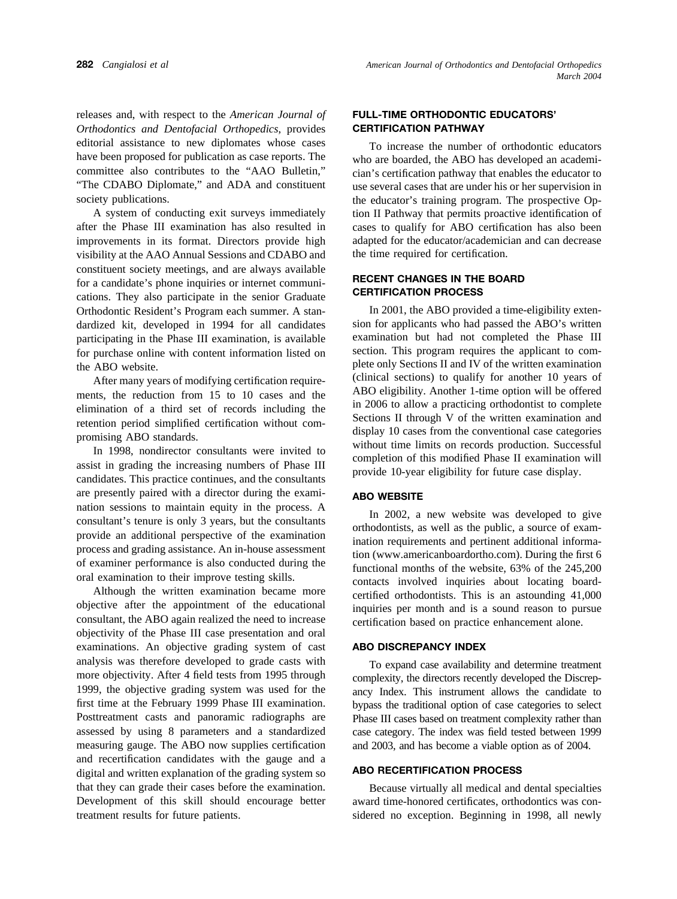releases and, with respect to the *American Journal of Orthodontics and Dentofacial Orthopedics*, provides editorial assistance to new diplomates whose cases have been proposed for publication as case reports. The committee also contributes to the "AAO Bulletin," "The CDABO Diplomate," and ADA and constituent society publications.

A system of conducting exit surveys immediately after the Phase III examination has also resulted in improvements in its format. Directors provide high visibility at the AAO Annual Sessions and CDABO and constituent society meetings, and are always available for a candidate's phone inquiries or internet communications. They also participate in the senior Graduate Orthodontic Resident's Program each summer. A standardized kit, developed in 1994 for all candidates participating in the Phase III examination, is available for purchase online with content information listed on the ABO website.

After many years of modifying certification requirements, the reduction from 15 to 10 cases and the elimination of a third set of records including the retention period simplified certification without compromising ABO standards.

In 1998, nondirector consultants were invited to assist in grading the increasing numbers of Phase III candidates. This practice continues, and the consultants are presently paired with a director during the examination sessions to maintain equity in the process. A consultant's tenure is only 3 years, but the consultants provide an additional perspective of the examination process and grading assistance. An in-house assessment of examiner performance is also conducted during the oral examination to their improve testing skills.

Although the written examination became more objective after the appointment of the educational consultant, the ABO again realized the need to increase objectivity of the Phase III case presentation and oral examinations. An objective grading system of cast analysis was therefore developed to grade casts with more objectivity. After 4 field tests from 1995 through 1999, the objective grading system was used for the first time at the February 1999 Phase III examination. Posttreatment casts and panoramic radiographs are assessed by using 8 parameters and a standardized measuring gauge. The ABO now supplies certification and recertification candidates with the gauge and a digital and written explanation of the grading system so that they can grade their cases before the examination. Development of this skill should encourage better treatment results for future patients.

## FULL-TIME ORTHODONTIC EDUCATORS' CERTIFICATION PATHWAY

To increase the number of orthodontic educators who are boarded, the ABO has developed an academician's certification pathway that enables the educator to use several cases that are under his or her supervision in the educator's training program. The prospective Option II Pathway that permits proactive identification of cases to qualify for ABO certification has also been adapted for the educator/academician and can decrease the time required for certification.

## RECENT CHANGES IN THE BOARD CERTIFICATION PROCESS

In 2001, the ABO provided a time-eligibility extension for applicants who had passed the ABO's written examination but had not completed the Phase III section. This program requires the applicant to complete only Sections II and IV of the written examination (clinical sections) to qualify for another 10 years of ABO eligibility. Another 1-time option will be offered in 2006 to allow a practicing orthodontist to complete Sections II through V of the written examination and display 10 cases from the conventional case categories without time limits on records production. Successful completion of this modified Phase II examination will provide 10-year eligibility for future case display.

## ABO WEBSITE

In 2002, a new website was developed to give orthodontists, as well as the public, a source of examination requirements and pertinent additional information (www.americanboardortho.com). During the first 6 functional months of the website, 63% of the 245,200 contacts involved inquiries about locating board-certified orthodontists. This is an astounding 41,000 inquiries per month and is a sound reason to pursue certification based on practice enhancement alone.

## ABO DISCREPANCY INDEX

To expand case availability and determine treatment complexity, the directors recently developed the Discrepancy Index. This instrument allows the candidate to bypass the traditional option of case categories to select Phase III cases based on treatment complexity rather than case category. The index was field tested between 1999 and 2003, and has become a viable option as of 2004.

## ABO RECERTIFICATION PROCESS

Because virtually all medical and dental specialties award time-honored certificates, orthodontics was considered no exception. Beginning in 1998, all newly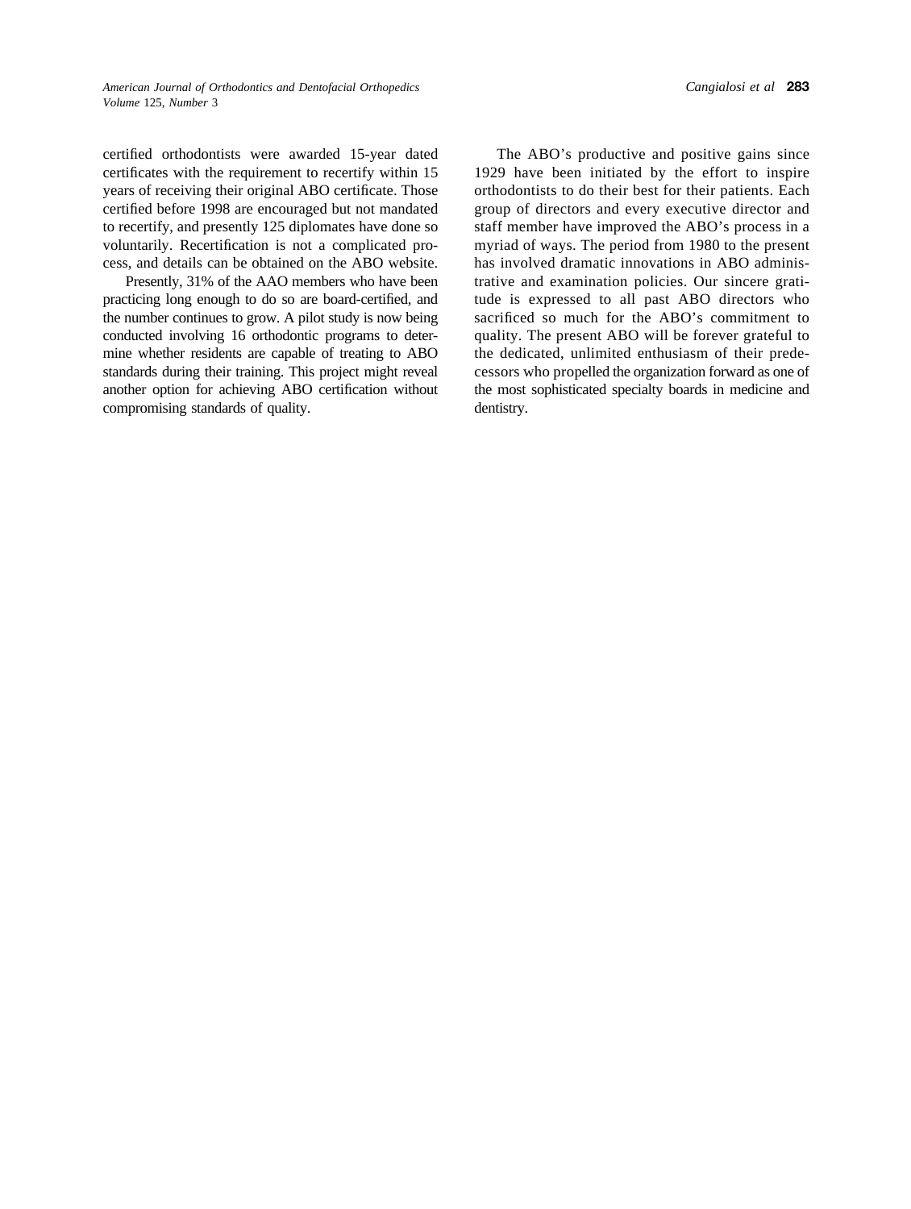certified orthodontists were awarded 15-year dated certificates with the requirement to recertify within 15 years of receiving their original ABO certificate. Those certified before 1998 are encouraged but not mandated to recertify, and presently 125 diplomates have done so voluntarily. Recertification is not a complicated process, and details can be obtained on the ABO website.

Presently, 31% of the AAO members who have been practicing long enough to do so are board-certified, and the number continues to grow. A pilot study is now being conducted involving 16 orthodontic programs to determine whether residents are capable of treating to ABO standards during their training. This project might reveal another option for achieving ABO certification without compromising standards of quality.

The ABO's productive and positive gains since 1929 have been initiated by the effort to inspire orthodontists to do their best for their patients. Each group of directors and every executive director and staff member have improved the ABO's process in a myriad of ways. The period from 1980 to the present has involved dramatic innovations in ABO administrative and examination policies. Our sincere gratitude is expressed to all past ABO directors who sacrificed so much for the ABO's commitment to quality. The present ABO will be forever grateful to the dedicated, unlimited enthusiasm of their predecessors who propelled the organization forward as one of the most sophisticated specialty boards in medicine and dentistry.